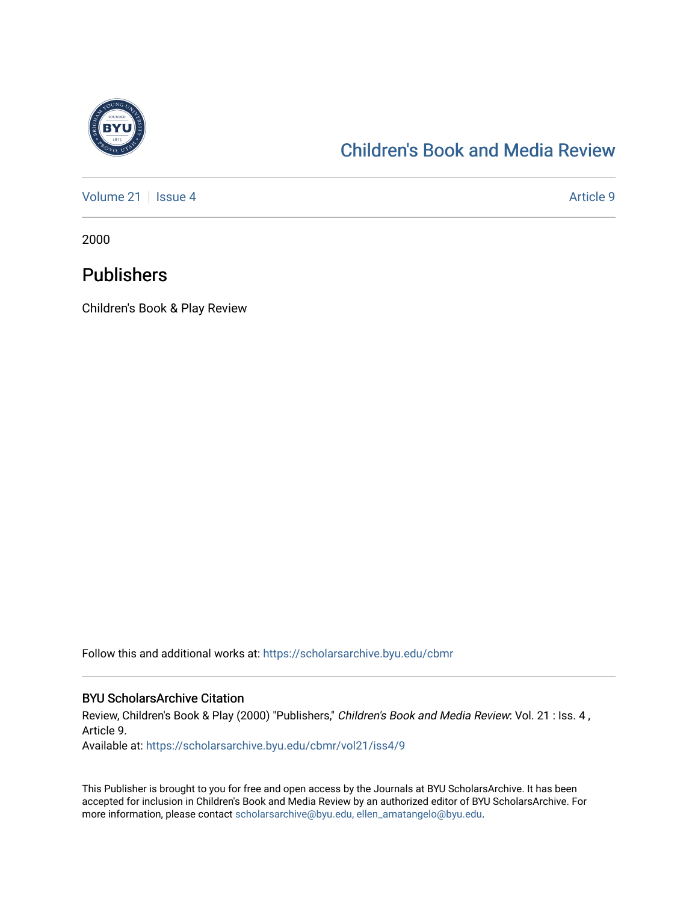Children's Book and Media Review

Volume 21 | Issue 4 | Article 9

2000

# Publishers

Children's Book & Play Review

Follow this and additional works at: https://scholarsarchive.byu.edu/cbmr

## BYU ScholarsArchive Citation

Review, Children's Book & Play (2000) "Publishers," *Children's Book and Media Review*: Vol. 21 : Iss. 4 , Article 9.

Available at: https://scholarsarchive.byu.edu/cbmr/vol21/iss4/9

This Publisher is brought to you for free and open access by the Journals at BYU ScholarsArchive. It has been accepted for inclusion in Children's Book and Media Review by an authorized editor of BYU ScholarsArchive. For more information, please contact scholarsarchive@byu.edu, ellen_amatangelo@byu.edu.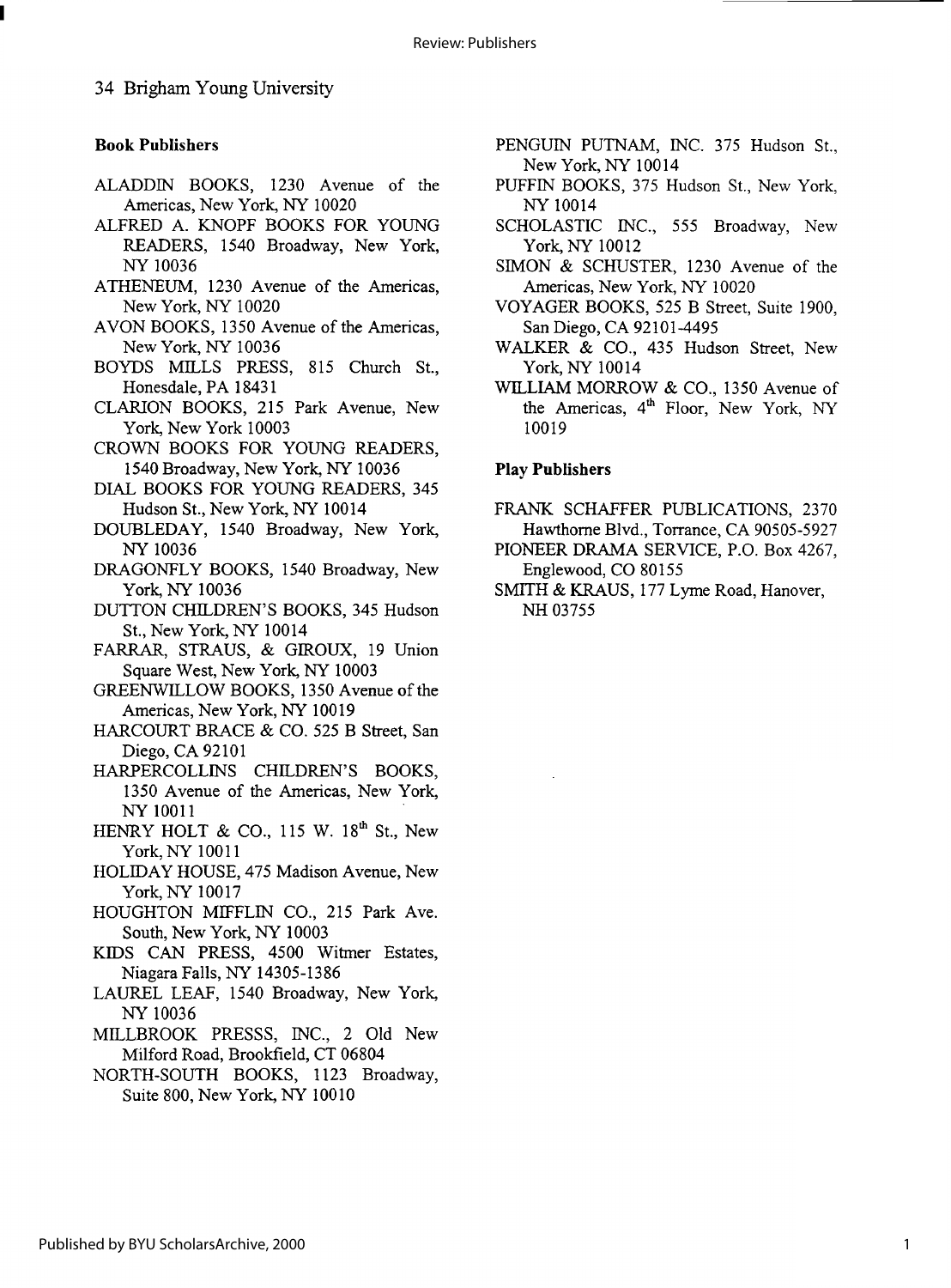### Book Publishers

ALADDIN BOOKS, 1230 Avenue of the Americas, New York, NY 10020

ALFRED A. KNOPF BOOKS FOR YOUNG READERS, 1540 Broadway, New York, NY 10036

ATHENEUM, 1230 Avenue of the Americas, New York, NY 10020

AVON BOOKS, 1350 Avenue of the Americas, New York, NY 10036

BOYDS MILLS PRESS, 815 Church St., Honesdale, PA 18431

CLARION BOOKS, 215 Park Avenue, New York, New York 10003

CROWN BOOKS FOR YOUNG READERS, 1540 Broadway, New York, NY 10036

DIAL BOOKS FOR YOUNG READERS, 345 Hudson St., New York, NY 10014

DOUBLEDAY, 1540 Broadway, New York, NY 10036

DRAGONFLY BOOKS, 1540 Broadway, New York, NY 10036

DUTTON CHILDREN'S BOOKS, 345 Hudson St., New York, NY 10014

FARRAR, STRAUS, & GIROUX, 19 Union Square West, New York, NY 10003

GREENWILLOW BOOKS, 1350 Avenue of the Americas, New York, NY 10019

HARCOURT BRACE & CO. 525 B Street, San Diego, CA 92101

HARPERCOLLINS CHILDREN'S BOOKS, 1350 Avenue of the Americas, New York, NY 10011

HENRY HOLT & CO., 115 W. 18th St., New York, NY 10011

HOLIDAY HOUSE, 475 Madison Avenue, New York, NY 10017

HOUGHTON MIFFLIN CO., 215 Park Ave. South, New York, NY 10003

KIDS CAN PRESS, 4500 Witmer Estates, Niagara Falls, NY 14305-1386

LAUREL LEAF, 1540 Broadway, New York, NY 10036

MILLBROOK PRESSS, INC., 2 Old New Milford Road, Brookfield, CT 06804

NORTH-SOUTH BOOKS, 1123 Broadway, Suite 800, New York, NY 10010

PENGUIN PUTNAM, INC. 375 Hudson St., New York, NY 10014

PUFFIN BOOKS, 375 Hudson St., New York, NY 10014

SCHOLASTIC INC., 555 Broadway, New York, NY 10012

SIMON & SCHUSTER, 1230 Avenue of the Americas, New York, NY 10020

VOYAGER BOOKS, 525 B Street, Suite 1900, San Diego, CA 92101-4495

WALKER & CO., 435 Hudson Street, New York, NY 10014

WILLIAM MORROW & CO., 1350 Avenue of the Americas, 4th Floor, New York, NY 10019

### Play Publishers

FRANK SCHAFFER PUBLICATIONS, 2370 Hawthorne Blvd., Torrance, CA 90505-5927

PIONEER DRAMA SERVICE, P.O. Box 4267, Englewood, CO 80155

SMITH & KRAUS, 177 Lyme Road, Hanover, NH 03755